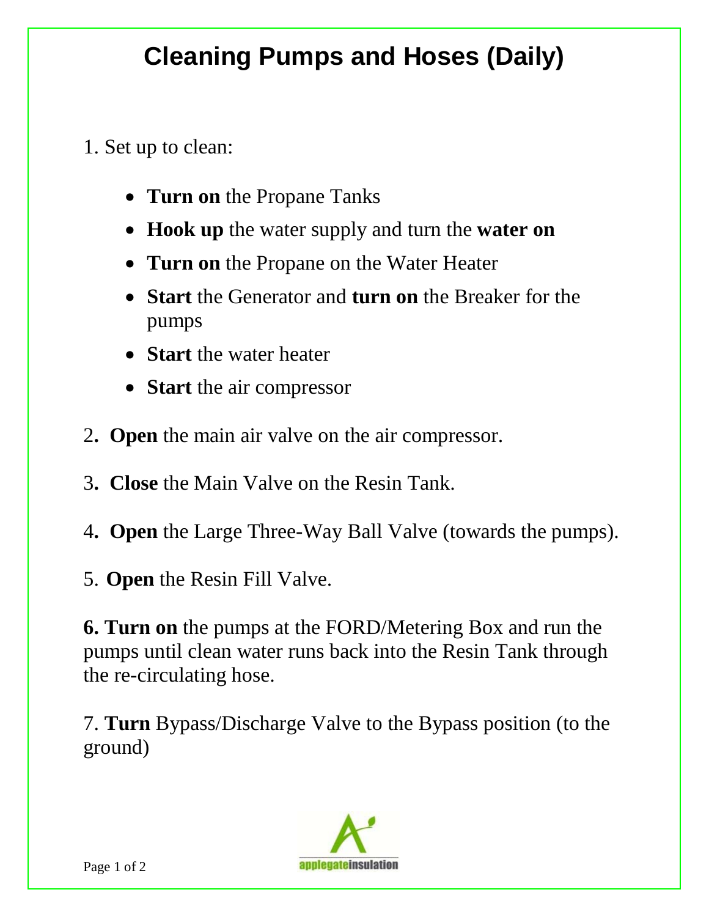# Cleaning Pumps and Hoses (Daily)

1. Set up to clean:

    - **Turn on** the Propane Tanks
    - **Hook up** the water supply and turn the **water on**
    - **Turn on** the Propane on the Water Heater
    - **Start** the Generator and **turn on** the Breaker for the pumps
    - **Start** the water heater
    - **Start** the air compressor

2. **Open** the main air valve on the air compressor.

3. **Close** the Main Valve on the Resin Tank.

4. **Open** the Large Three-Way Ball Valve (towards the pumps).

5. **Open** the Resin Fill Valve.

**6. Turn on** the pumps at the FORD/Metering Box and run the pumps until clean water runs back into the Resin Tank through the re-circulating hose.

7. **Turn** Bypass/Discharge Valve to the Bypass position (to the ground)

applegateinsulation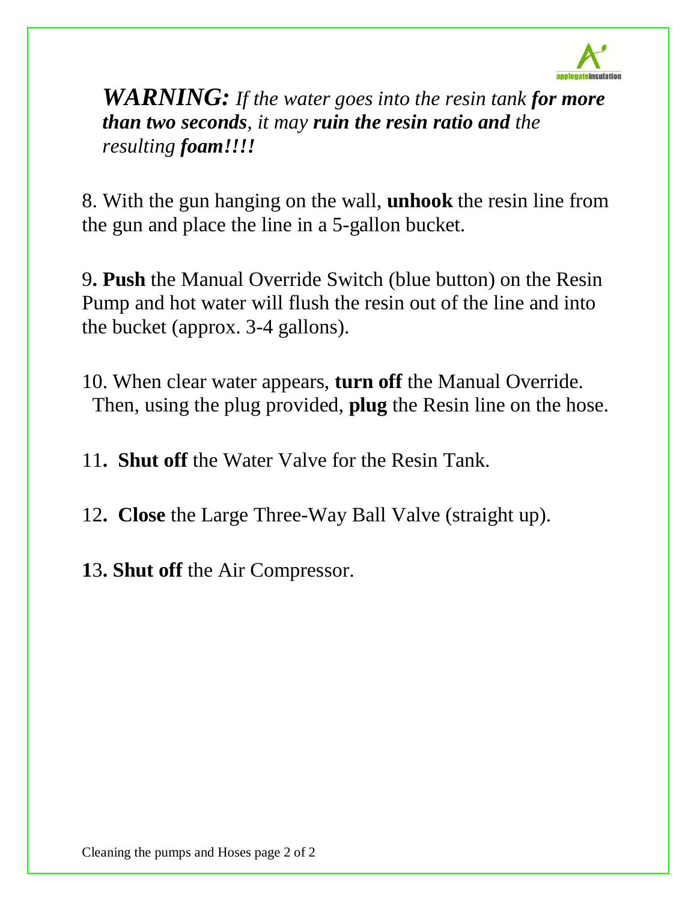***WARNING:*** *If the water goes into the resin tank **for more than two seconds**, it may **ruin the resin ratio and** the resulting **foam!!!!***

8. With the gun hanging on the wall, **unhook** the resin line from the gun and place the line in a 5-gallon bucket.

9**. Push** the Manual Override Switch (blue button) on the Resin Pump and hot water will flush the resin out of the line and into the bucket (approx. 3-4 gallons).

10. When clear water appears, **turn off** the Manual Override. Then, using the plug provided, **plug** the Resin line on the hose.

11**. Shut off** the Water Valve for the Resin Tank.

12**. Close** the Large Three-Way Ball Valve (straight up).

**1**3**. Shut off** the Air Compressor.